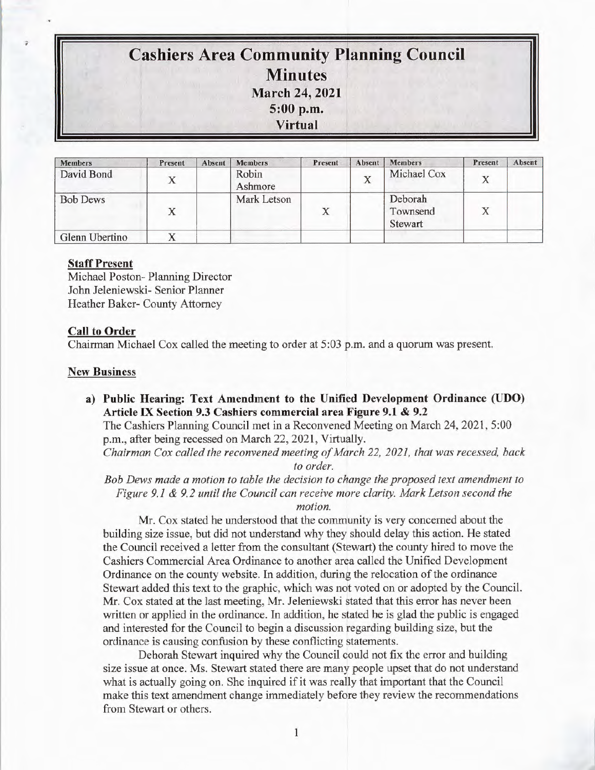# Cashiers Area Community Planning Council
## Minutes
### March 24, 2021
### 5:00 p.m.
### Virtual

| Members | Present | Absent | Members | Present | Absent | Members | Present | Absent |
|---|---|---|---|---|---|---|---|---|
| David Bond | X | | Robin Ashmore | | X | Michael Cox | X | |
| Bob Dews | X | | Mark Letson | X | | Deborah Townsend Stewart | X | |
| Glenn Ubertino | X | | | | | | | |

**Staff Present**

Michael Poston- Planning Director
John Jeleniewski- Senior Planner
Heather Baker- County Attorney

**Call to Order**

Chairman Michael Cox called the meeting to order at 5:03 p.m. and a quorum was present.

**New Business**

**a) Public Hearing: Text Amendment to the Unified Development Ordinance (UDO) Article IX Section 9.3 Cashiers commercial area Figure 9.1 & 9.2**

The Cashiers Planning Council met in a Reconvened Meeting on March 24, 2021, 5:00 p.m., after being recessed on March 22, 2021, Virtually.

*Chairman Cox called the reconvened meeting of March 22, 2021, that was recessed, back to order.*

*Bob Dews made a motion to table the decision to change the proposed text amendment to Figure 9.1 & 9.2 until the Council can receive more clarity. Mark Letson second the motion.*

Mr. Cox stated he understood that the community is very concerned about the building size issue, but did not understand why they should delay this action. He stated the Council received a letter from the consultant (Stewart) the county hired to move the Cashiers Commercial Area Ordinance to another area called the Unified Development Ordinance on the county website. In addition, during the relocation of the ordinance Stewart added this text to the graphic, which was not voted on or adopted by the Council. Mr. Cox stated at the last meeting, Mr. Jeleniewski stated that this error has never been written or applied in the ordinance. In addition, he stated he is glad the public is engaged and interested for the Council to begin a discussion regarding building size, but the ordinance is causing confusion by these conflicting statements.

Deborah Stewart inquired why the Council could not fix the error and building size issue at once. Ms. Stewart stated there are many people upset that do not understand what is actually going on. She inquired if it was really that important that the Council make this text amendment change immediately before they review the recommendations from Stewart or others.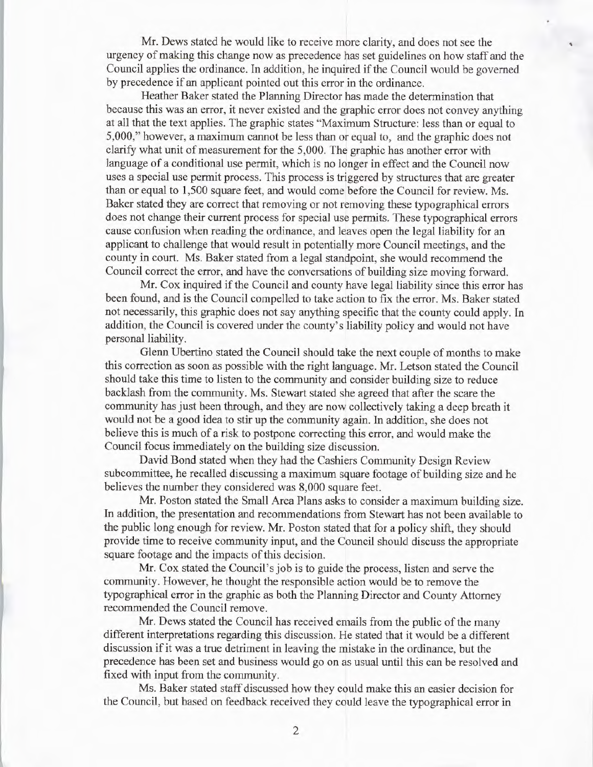Mr. Dews stated he would like to receive more clarity, and does not see the urgency of making this change now as precedence has set guidelines on how staff and the Council applies the ordinance. In addition, he inquired if the Council would be governed by precedence if an applicant pointed out this error in the ordinance.

Heather Baker stated the Planning Director has made the determination that because this was an error, it never existed and the graphic error does not convey anything at all that the text applies. The graphic states "Maximum Structure: less than or equal to 5,000," however, a maximum cannot be less than or equal to, and the graphic does not clarify what unit of measurement for the 5,000. The graphic has another error with language of a conditional use permit, which is no longer in effect and the Council now uses a special use permit process. This process is triggered by structures that are greater than or equal to 1,500 square feet, and would come before the Council for review. Ms. Baker stated they are correct that removing or not removing these typographical errors does not change their current process for special use permits. These typographical errors cause confusion when reading the ordinance, and leaves open the legal liability for an applicant to challenge that would result in potentially more Council meetings, and the county in court. Ms. Baker stated from a legal standpoint, she would recommend the Council correct the error, and have the conversations of building size moving forward.

Mr. Cox inquired if the Council and county have legal liability since this error has been found, and is the Council compelled to take action to fix the error. Ms. Baker stated not necessarily, this graphic does not say anything specific that the county could apply. In addition, the Council is covered under the county's liability policy and would not have personal liability.

Glenn Ubertino stated the Council should take the next couple of months to make this correction as soon as possible with the right language. Mr. Letson stated the Council should take this time to listen to the community and consider building size to reduce backlash from the community. Ms. Stewart stated she agreed that after the scare the community has just been through, and they are now collectively taking a deep breath it would not be a good idea to stir up the community again. In addition, she does not believe this is much of a risk to postpone correcting this error, and would make the Council focus immediately on the building size discussion.

David Bond stated when they had the Cashiers Community Design Review subcommittee, he recalled discussing a maximum square footage of building size and he believes the number they considered was 8,000 square feet.

Mr. Poston stated the Small Area Plans asks to consider a maximum building size. In addition, the presentation and recommendations from Stewart has not been available to the public long enough for review. Mr. Poston stated that for a policy shift, they should provide time to receive community input, and the Council should discuss the appropriate square footage and the impacts of this decision.

Mr. Cox stated the Council's job is to guide the process, listen and serve the community. However, he thought the responsible action would be to remove the typographical error in the graphic as both the Planning Director and County Attorney recommended the Council remove.

Mr. Dews stated the Council has received emails from the public of the many different interpretations regarding this discussion. He stated that it would be a different discussion if it was a true detriment in leaving the mistake in the ordinance, but the precedence has been set and business would go on as usual until this can be resolved and fixed with input from the community.

Ms. Baker stated staff discussed how they could make this an easier decision for the Council, but based on feedback received they could leave the typographical error in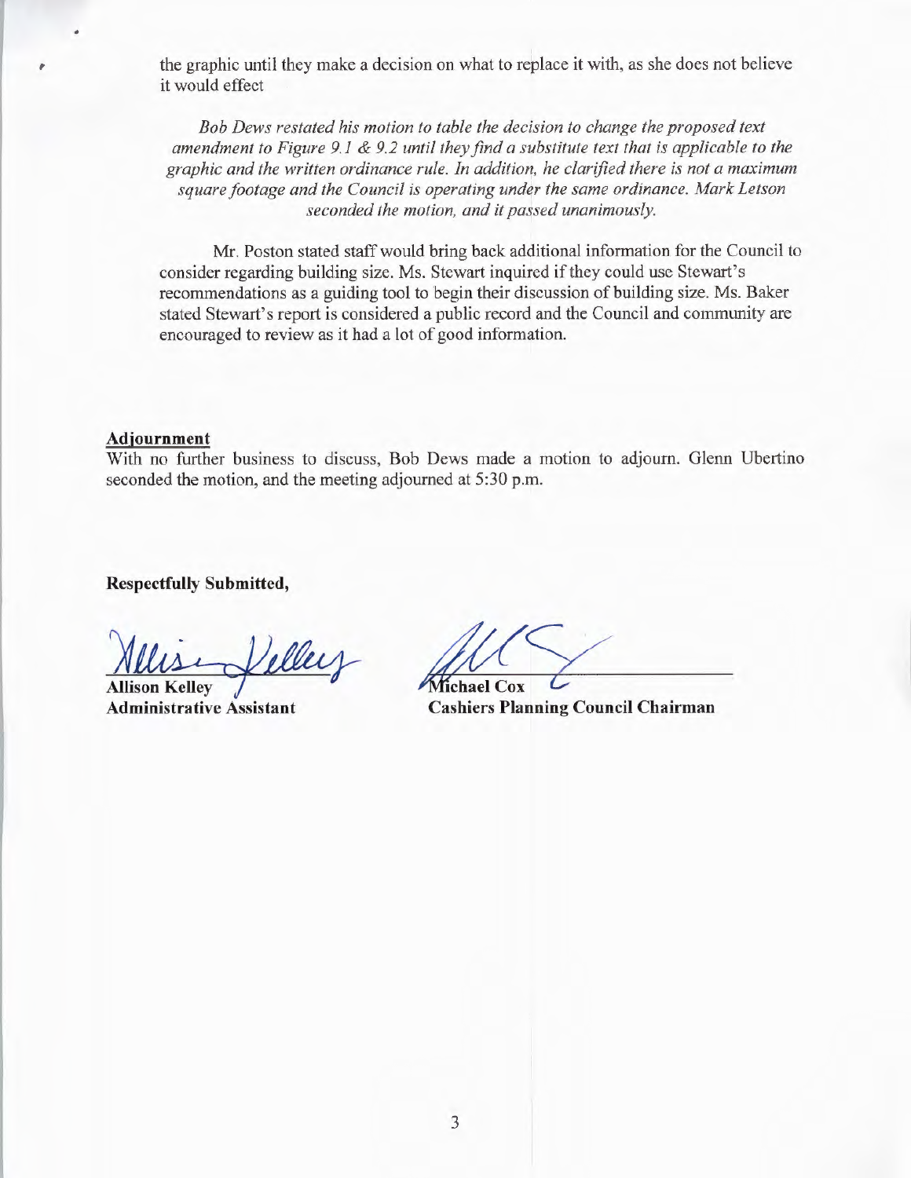the graphic until they make a decision on what to replace it with, as she does not believe it would effect

*Bob Dews restated his motion to table the decision to change the proposed text amendment to Figure 9.1 & 9.2 until they find a substitute text that is applicable to the graphic and the written ordinance rule. In addition, he clarified there is not a maximum square footage and the Council is operating under the same ordinance. Mark Letson seconded the motion, and it passed unanimously.*

Mr. Poston stated staff would bring back additional information for the Council to consider regarding building size. Ms. Stewart inquired if they could use Stewart's recommendations as a guiding tool to begin their discussion of building size. Ms. Baker stated Stewart's report is considered a public record and the Council and community are encouraged to review as it had a lot of good information.

**Adjournment**

With no further business to discuss, Bob Dews made a motion to adjourn. Glenn Ubertino seconded the motion, and the meeting adjourned at 5:30 p.m.

**Respectfully Submitted,**

**Allison Kelley**
**Administrative Assistant**

**Michael Cox**
**Cashiers Planning Council Chairman**